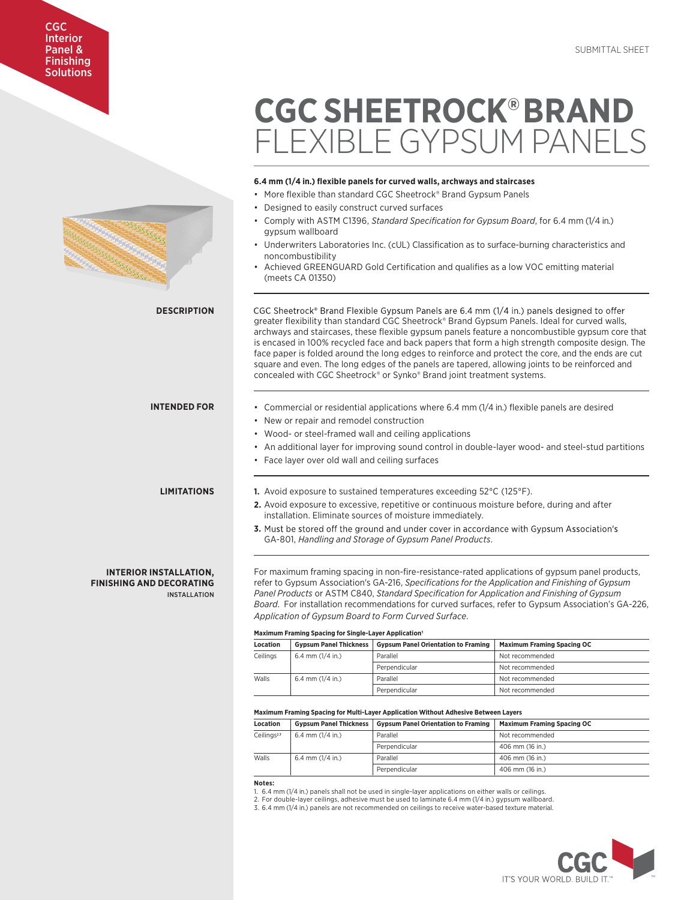CGC Interior Panel & Finishing Solutions

SUBMITTAL SHEET

# CGC SHEETROCK® BRAND FLEXIBLE GYPSUM PANELS

**6.4 mm (1/4 in.) flexible panels for curved walls, archways and staircases**

- More flexible than standard CGC Sheetrock® Brand Gypsum Panels
- Designed to easily construct curved surfaces
- Comply with ASTM C1396, *Standard Specification for Gypsum Board*, for 6.4 mm (1/4 in.) gypsum wallboard
- Underwriters Laboratories Inc. (cUL) Classification as to surface-burning characteristics and noncombustibility
- Achieved GREENGUARD Gold Certification and qualifies as a low VOC emitting material (meets CA 01350)

## DESCRIPTION

CGC Sheetrock® Brand Flexible Gypsum Panels are 6.4 mm (1/4 in.) panels designed to offer greater flexibility than standard CGC Sheetrock® Brand Gypsum Panels. Ideal for curved walls, archways and staircases, these flexible gypsum panels feature a noncombustible gypsum core that is encased in 100% recycled face and back papers that form a high strength composite design. The face paper is folded around the long edges to reinforce and protect the core, and the ends are cut square and even. The long edges of the panels are tapered, allowing joints to be reinforced and concealed with CGC Sheetrock® or Synko® Brand joint treatment systems.

## INTENDED FOR

- Commercial or residential applications where 6.4 mm (1/4 in.) flexible panels are desired
- New or repair and remodel construction
- Wood- or steel-framed wall and ceiling applications
- An additional layer for improving sound control in double-layer wood- and steel-stud partitions
- Face layer over old wall and ceiling surfaces

## LIMITATIONS

1. Avoid exposure to sustained temperatures exceeding 52°C (125°F).
2. Avoid exposure to excessive, repetitive or continuous moisture before, during and after installation. Eliminate sources of moisture immediately.
3. Must be stored off the ground and under cover in accordance with Gypsum Association's GA-801, *Handling and Storage of Gypsum Panel Products*.

## INTERIOR INSTALLATION, FINISHING AND DECORATING

### INSTALLATION

For maximum framing spacing in non-fire-resistance-rated applications of gypsum panel products, refer to Gypsum Association's GA-216, *Specifications for the Application and Finishing of Gypsum Panel Products* or ASTM C840, *Standard Specification for Application and Finishing of Gypsum Board*. For installation recommendations for curved surfaces, refer to Gypsum Association's GA-226, *Application of Gypsum Board to Form Curved Surface*.

**Maximum Framing Spacing for Single-Layer Application[1]**

| Location | Gypsum Panel Thickness | Gypsum Panel Orientation to Framing | Maximum Framing Spacing OC |
|---|---|---|---|
| Ceilings | 6.4 mm (1/4 in.) | Parallel | Not recommended |
| | | Perpendicular | Not recommended |
| Walls | 6.4 mm (1/4 in.) | Parallel | Not recommended |
| | | Perpendicular | Not recommended |

**Maximum Framing Spacing for Multi-Layer Application Without Adhesive Between Layers**

| Location | Gypsum Panel Thickness | Gypsum Panel Orientation to Framing | Maximum Framing Spacing OC |
|---|---|---|---|
| Ceilings[2,3] | 6.4 mm (1/4 in.) | Parallel | Not recommended |
| | | Perpendicular | 406 mm (16 in.) |
| Walls | 6.4 mm (1/4 in.) | Parallel | 406 mm (16 in.) |
| | | Perpendicular | 406 mm (16 in.) |

**Notes:**

1. 6.4 mm (1/4 in.) panels shall not be used in single-layer applications on either walls or ceilings.
2. For double-layer ceilings, adhesive must be used to laminate 6.4 mm (1/4 in.) gypsum wallboard.
3. 6.4 mm (1/4 in.) panels are not recommended on ceilings to receive water-based texture material.

CGC IT'S YOUR WORLD. BUILD IT.™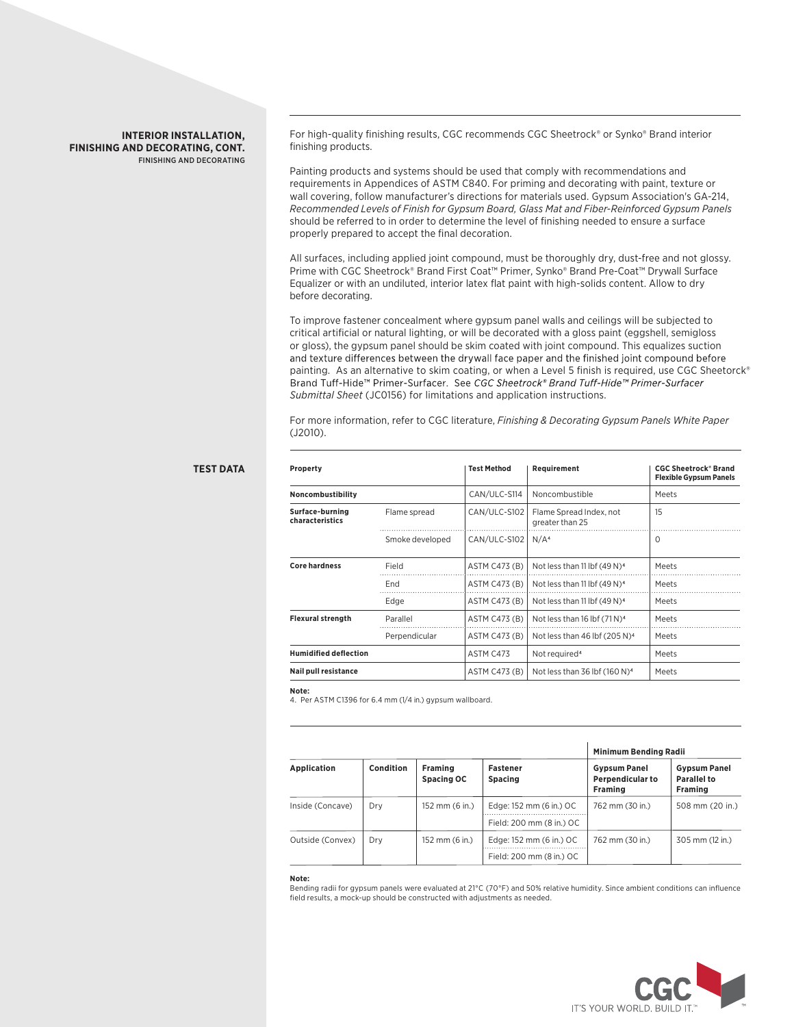## INTERIOR INSTALLATION, FINISHING AND DECORATING, CONT.

### FINISHING AND DECORATING

For high-quality finishing results, CGC recommends CGC Sheetrock® or Synko® Brand interior finishing products.

Painting products and systems should be used that comply with recommendations and requirements in Appendices of ASTM C840. For priming and decorating with paint, texture or wall covering, follow manufacturer's directions for materials used. Gypsum Association's GA-214, *Recommended Levels of Finish for Gypsum Board, Glass Mat and Fiber-Reinforced Gypsum Panels* should be referred to in order to determine the level of finishing needed to ensure a surface properly prepared to accept the final decoration.

All surfaces, including applied joint compound, must be thoroughly dry, dust-free and not glossy. Prime with CGC Sheetrock® Brand First Coat™ Primer, Synko® Brand Pre-Coat™ Drywall Surface Equalizer or with an undiluted, interior latex flat paint with high-solids content. Allow to dry before decorating.

To improve fastener concealment where gypsum panel walls and ceilings will be subjected to critical artificial or natural lighting, or will be decorated with a gloss paint (eggshell, semigloss or gloss), the gypsum panel should be skim coated with joint compound. This equalizes suction and texture differences between the drywall face paper and the finished joint compound before painting. As an alternative to skim coating, or when a Level 5 finish is required, use CGC Sheetrock® Brand Tuff-Hide™ Primer-Surfacer. See *CGC Sheetrock® Brand Tuff-Hide™ Primer-Surfacer Submittal Sheet* (JC0156) for limitations and application instructions.

For more information, refer to CGC literature, *Finishing & Decorating Gypsum Panels White Paper* (J2010).

## TEST DATA

| Property | | Test Method | Requirement | CGC Sheetrock® Brand Flexible Gypsum Panels |
|---|---|---|---|---|
| **Noncombustibility** | | CAN/ULC-S114 | Noncombustible | Meets |
| **Surface-burning characteristics** | Flame spread | CAN/ULC-S102 | Flame Spread Index, not greater than 25 | 15 |
| | Smoke developed | CAN/ULC-S102 | N/A[4] | 0 |
| **Core hardness** | Field | ASTM C473 (B) | Not less than 11 lbf (49 N)[4] | Meets |
| | End | ASTM C473 (B) | Not less than 11 lbf (49 N)[4] | Meets |
| | Edge | ASTM C473 (B) | Not less than 11 lbf (49 N)[4] | Meets |
| **Flexural strength** | Parallel | ASTM C473 (B) | Not less than 16 lbf (71 N)[4] | Meets |
| | Perpendicular | ASTM C473 (B) | Not less than 46 lbf (205 N)[4] | Meets |
| **Humidified deflection** | | ASTM C473 | Not required[4] | Meets |
| **Nail pull resistance** | | ASTM C473 (B) | Not less than 36 lbf (160 N)[4] | Meets |

**Note:**
4. Per ASTM C1396 for 6.4 mm (1/4 in.) gypsum wallboard.

| | | | | Minimum Bending Radii | |
|---|---|---|---|---|---|
| **Application** | **Condition** | **Framing Spacing OC** | **Fastener Spacing** | **Gypsum Panel Perpendicular to Framing** | **Gypsum Panel Parallel to Framing** |
| Inside (Concave) | Dry | 152 mm (6 in.) | Edge: 152 mm (6 in.) OC<br>Field: 200 mm (8 in.) OC | 762 mm (30 in.) | 508 mm (20 in.) |
| Outside (Convex) | Dry | 152 mm (6 in.) | Edge: 152 mm (6 in.) OC<br>Field: 200 mm (8 in.) OC | 762 mm (30 in.) | 305 mm (12 in.) |

**Note:**
Bending radii for gypsum panels were evaluated at 21°C (70°F) and 50% relative humidity. Since ambient conditions can influence field results, a mock-up should be constructed with adjustments as needed.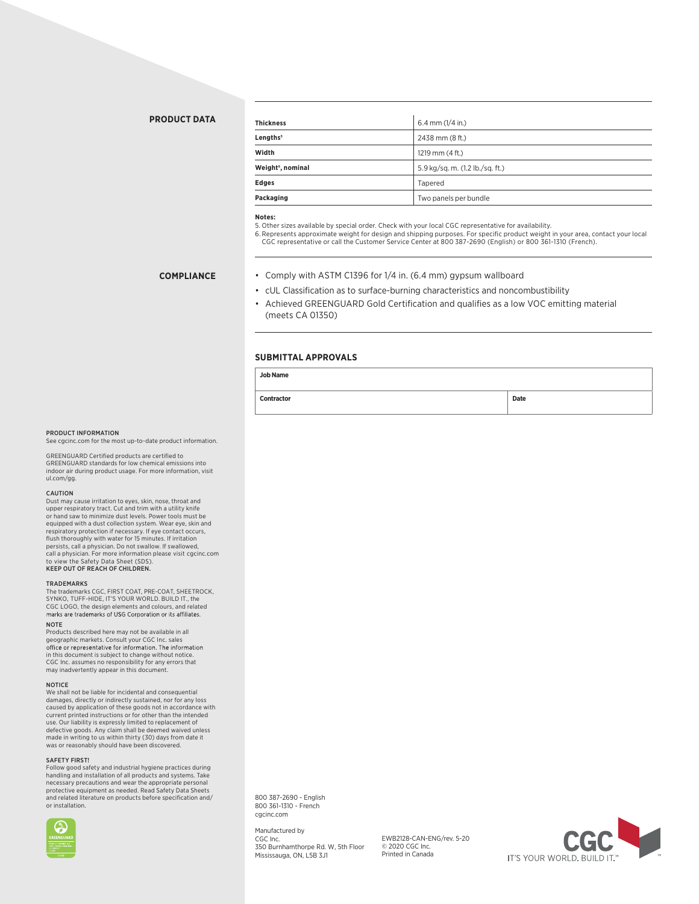## PRODUCT DATA

| | |
|---|---|
| **Thickness** | 6.4 mm (1/4 in.) |
| **Lengths[5]** | 2438 mm (8 ft.) |
| **Width** | 1219 mm (4 ft.) |
| **Weight[6], nominal** | 5.9 kg/sq. m. (1.2 lb./sq. ft.) |
| **Edges** | Tapered |
| **Packaging** | Two panels per bundle |

**Notes:**
5. Other sizes available by special order. Check with your local CGC representative for availability.
6. Represents approximate weight for design and shipping purposes. For specific product weight in your area, contact your local CGC representative or call the Customer Service Center at 800 387-2690 (English) or 800 361-1310 (French).

## COMPLIANCE

- Comply with ASTM C1396 for 1/4 in. (6.4 mm) gypsum wallboard
- cUL Classification as to surface-burning characteristics and noncombustibility
- Achieved GREENGUARD Gold Certification and qualifies as a low VOC emitting material (meets CA 01350)

## SUBMITTAL APPROVALS

| **Job Name** | |
|---|---|
| **Contractor** | **Date** |

PRODUCT INFORMATION
See cgcinc.com for the most up-to-date product information.

GREENGUARD Certified products are certified to GREENGUARD standards for low chemical emissions into indoor air during product usage. For more information, visit ul.com/gg.

CAUTION
Dust may cause irritation to eyes, skin, nose, throat and upper respiratory tract. Cut and trim with a utility knife or hand saw to minimize dust levels. Power tools must be equipped with a dust collection system. Wear eye, skin and respiratory protection if necessary. If eye contact occurs, flush thoroughly with water for 15 minutes. If irritation persists, call a physician. Do not swallow. If swallowed, call a physician. For more information please visit cgcinc.com to view the Safety Data Sheet (SDS).
**KEEP OUT OF REACH OF CHILDREN.**

TRADEMARKS
The trademarks CGC, FIRST COAT, PRE-COAT, SHEETROCK, SYNKO, TUFF-HIDE, IT'S YOUR WORLD. BUILD IT., the CGC LOGO, the design elements and colours, and related marks are trademarks of USG Corporation or its affiliates.

NOTE
Products described here may not be available in all geographic markets. Consult your CGC Inc. sales office or representative for information. The information in this document is subject to change without notice. CGC Inc. assumes no responsibility for any errors that may inadvertently appear in this document.

NOTICE
We shall not be liable for incidental and consequential damages, directly or indirectly sustained, nor for any loss caused by application of these goods not in accordance with current printed instructions or for other than the intended use. Our liability is expressly limited to replacement of defective goods. Any claim shall be deemed waived unless made in writing to us within thirty (30) days from date it was or reasonably should have been discovered.

SAFETY FIRST!
Follow good safety and industrial hygiene practices during handling and installation of all products and systems. Take necessary precautions and wear the appropriate personal protective equipment as needed. Read Safety Data Sheets and related literature on products before specification and/or installation.

800 387-2690 - English
800 361-1310 - French
cgcinc.com

Manufactured by
CGC Inc.
350 Burnhamthorpe Rd. W, 5th Floor
Mississauga, ON, L5B 3J1

EWB2128-CAN-ENG/rev. 5-20
© 2020 CGC Inc.
Printed in Canada

CGC
IT'S YOUR WORLD. BUILD IT.™